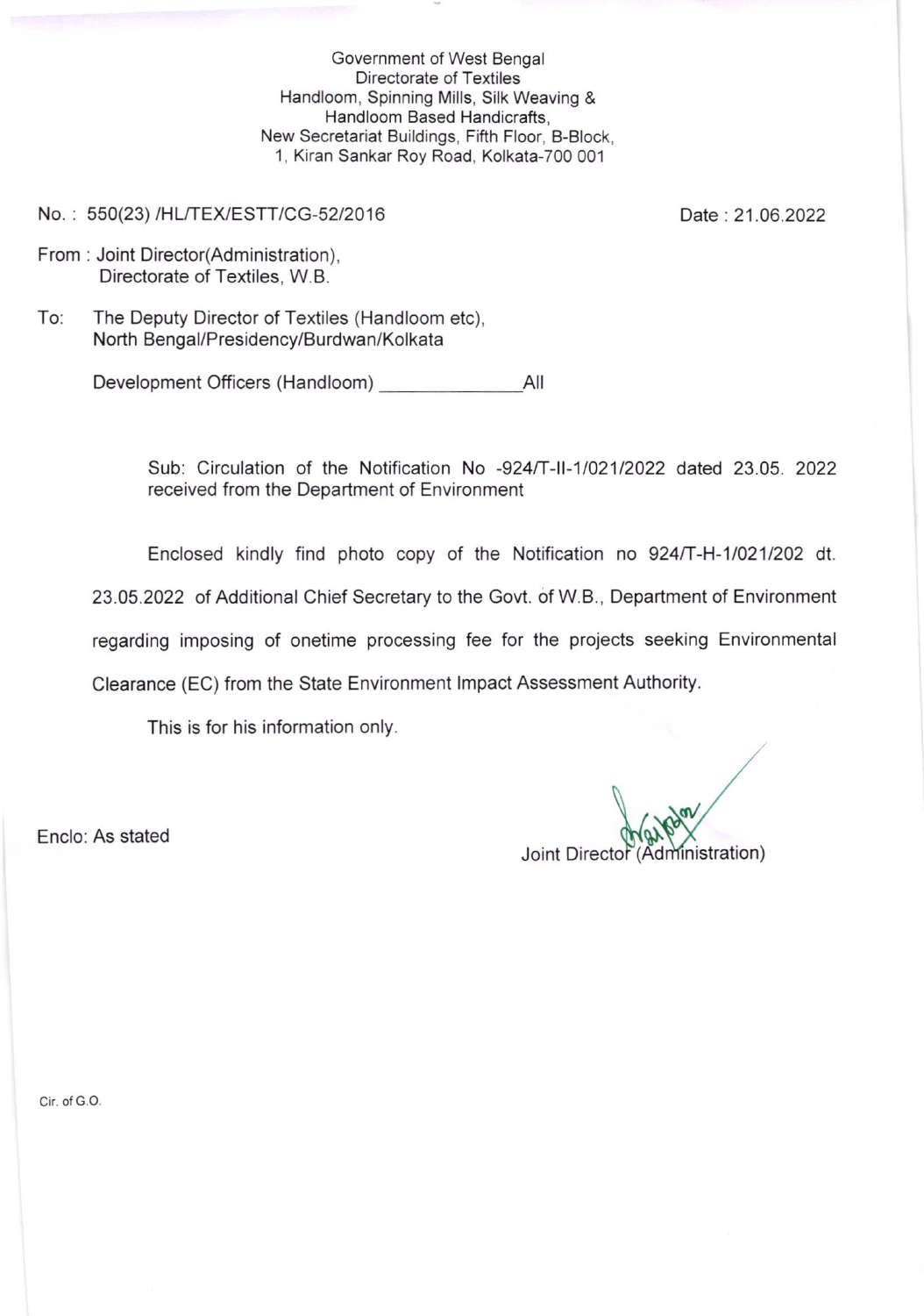Government of West Bengal
Directorate of Textiles
Handloom, Spinning Mills, Silk Weaving &
Handloom Based Handicrafts,
New Secretariat Buildings, Fifth Floor, B-Block,
1, Kiran Sankar Roy Road, Kolkata-700 001

No. : 550(23) /HL/TEX/ESTT/CG-52/2016

Date : 21.06.2022

From : Joint Director(Administration),
Directorate of Textiles, W.B.

To: The Deputy Director of Textiles (Handloom etc),
North Bengal/Presidency/Burdwan/Kolkata

Development Officers (Handloom) _____________ All

Sub: Circulation of the Notification No -924/T-II-1/021/2022 dated 23.05. 2022 received from the Department of Environment

Enclosed kindly find photo copy of the Notification no 924/T-H-1/021/202 dt. 23.05.2022 of Additional Chief Secretary to the Govt. of W.B., Department of Environment regarding imposing of onetime processing fee for the projects seeking Environmental Clearance (EC) from the State Environment Impact Assessment Authority.

This is for his information only.

Enclo: As stated

Joint Director (Administration)

Cir. of G.O.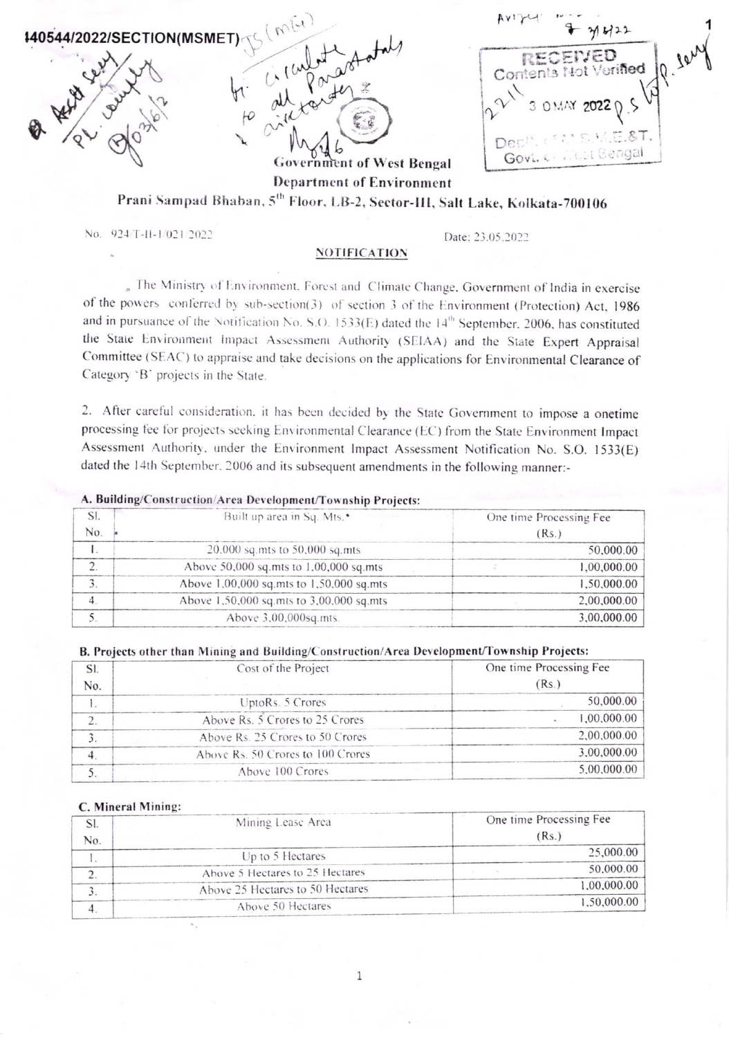140544/2022/SECTION(MSMET)

Government of West Bengal
Department of Environment
Prani Sampad Bhaban, 5th Floor, LB-2, Sector-III, Salt Lake, Kolkata-700106

No. 924/T-II-1/021/2022

Date: 23.05.2022

**NOTIFICATION**

The Ministry of Environment, Forest and Climate Change, Government of India in exercise of the powers conferred by sub-section(3) of section 3 of the Environment (Protection) Act, 1986 and in pursuance of the Notification No. S.O. 1533(E) dated the 14th September, 2006, has constituted the State Environment Impact Assessment Authority (SEIAA) and the State Expert Appraisal Committee (SEAC) to appraise and take decisions on the applications for Environmental Clearance of Category 'B' projects in the State.

2. After careful consideration, it has been decided by the State Government to impose a onetime processing fee for projects seeking Environmental Clearance (EC) from the State Environment Impact Assessment Authority, under the Environment Impact Assessment Notification No. S.O. 1533(E) dated the 14th September, 2006 and its subsequent amendments in the following manner:-

**A. Building/Construction/Area Development/Township Projects:**

| Sl. No. | Built up area in Sq. Mts.* | One time Processing Fee (Rs.) |
|---|---|---|
| 1. | 20,000 sq.mts to 50,000 sq.mts | 50,000.00 |
| 2. | Above 50,000 sq.mts to 1,00,000 sq.mts | 1,00,000.00 |
| 3. | Above 1,00,000 sq.mts to 1,50,000 sq.mts | 1,50,000.00 |
| 4. | Above 1,50,000 sq.mts to 3,00,000 sq.mts | 2,00,000.00 |
| 5. | Above 3,00,000sq.mts. | 3,00,000.00 |

**B. Projects other than Mining and Building/Construction/Area Development/Township Projects:**

| Sl. No. | Cost of the Project | One time Processing Fee (Rs.) |
|---|---|---|
| 1. | UptoRs. 5 Crores | 50,000.00 |
| 2. | Above Rs. 5 Crores to 25 Crores | 1,00,000.00 |
| 3. | Above Rs. 25 Crores to 50 Crores | 2,00,000.00 |
| 4. | Above Rs. 50 Crores to 100 Crores | 3,00,000.00 |
| 5. | Above 100 Crores | 5,00,000.00 |

**C. Mineral Mining:**

| Sl. No. | Mining Lease Area | One time Processing Fee (Rs.) |
|---|---|---|
| 1. | Up to 5 Hectares | 25,000.00 |
| 2. | Above 5 Hectares to 25 Hectares | 50,000.00 |
| 3. | Above 25 Hectares to 50 Hectares | 1,00,000.00 |
| 4. | Above 50 Hectares | 1,50,000.00 |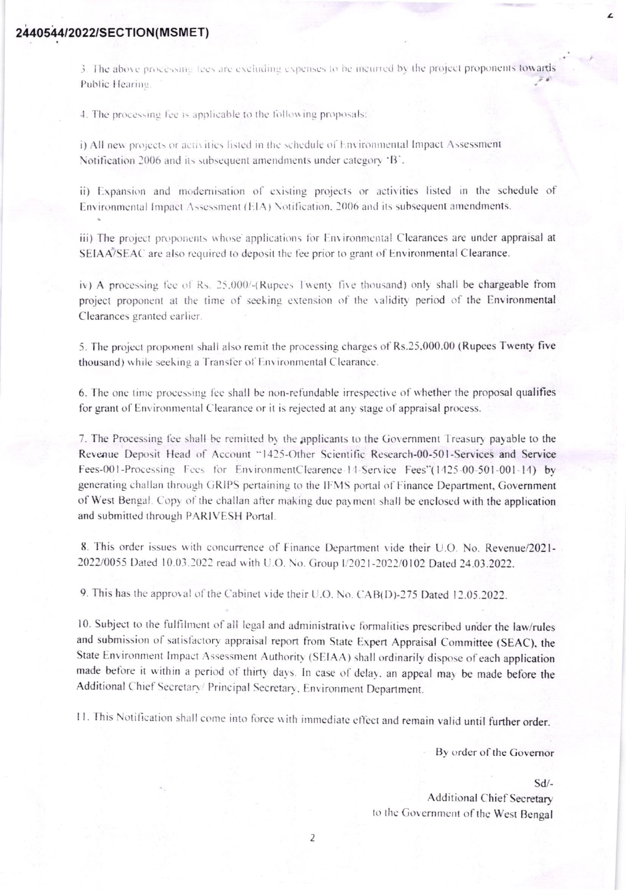3. The above processing fees are excluding expenses to be incurred by the project proponents towards Public Hearing.

4. The processing fee is applicable to the following proposals:

i) All new projects or activities listed in the schedule of Environmental Impact Assessment Notification 2006 and its subsequent amendments under category 'B'.

ii) Expansion and modernisation of existing projects or activities listed in the schedule of Environmental Impact Assessment (EIA) Notification, 2006 and its subsequent amendments.

iii) The project proponents whose applications for Environmental Clearances are under appraisal at SEIAA/SEAC are also required to deposit the fee prior to grant of Environmental Clearance.

iv) A processing fee of Rs. 25,000/-(Rupees Twenty five thousand) only shall be chargeable from project proponent at the time of seeking extension of the validity period of the Environmental Clearances granted earlier.

5. The project proponent shall also remit the processing charges of Rs.25,000.00 (Rupees Twenty five thousand) while seeking a Transfer of Environmental Clearance.

6. The one time processing fee shall be non-refundable irrespective of whether the proposal qualifies for grant of Environmental Clearance or it is rejected at any stage of appraisal process.

7. The Processing fee shall be remitted by the applicants to the Government Treasury payable to the Revenue Deposit Head of Account "1425-Other Scientific Research-00-501-Services and Service Fees-001-Processing Fees for EnvironmentClearence-14-Service Fees"(1425-00-501-001-14) by generating challan through GRIPS pertaining to the IFMS portal of Finance Department, Government of West Bengal. Copy of the challan after making due payment shall be enclosed with the application and submitted through PARIVESH Portal.

8. This order issues with concurrence of Finance Department vide their U.O. No. Revenue/2021-2022/0055 Dated 10.03.2022 read with U.O. No. Group I/2021-2022/0102 Dated 24.03.2022.

9. This has the approval of the Cabinet vide their U.O. No. CAB(D)-275 Dated 12.05.2022.

10. Subject to the fulfilment of all legal and administrative formalities prescribed under the law/rules and submission of satisfactory appraisal report from State Expert Appraisal Committee (SEAC), the State Environment Impact Assessment Authority (SEIAA) shall ordinarily dispose of each application made before it within a period of thirty days. In case of delay, an appeal may be made before the Additional Chief Secretary/ Principal Secretary, Environment Department.

11. This Notification shall come into force with immediate effect and remain valid until further order.

By order of the Governor

Sd/-

Additional Chief Secretary
to the Government of the West Bengal